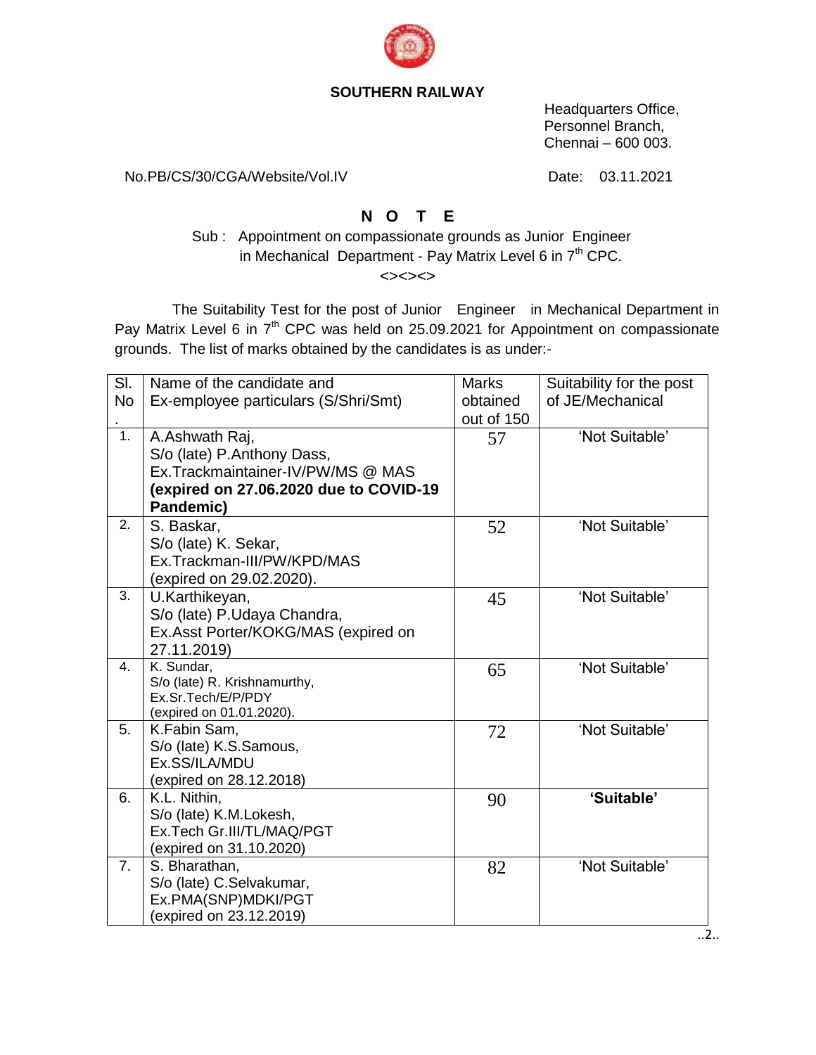**SOUTHERN RAILWAY**

Headquarters Office,
Personnel Branch,
Chennai – 600 003.

No.PB/CS/30/CGA/Website/Vol.IV

Date: 03.11.2021

## N O T E

Sub : Appointment on compassionate grounds as Junior Engineer in Mechanical Department - Pay Matrix Level 6 in 7th CPC.

<><><>

The Suitability Test for the post of Junior Engineer in Mechanical Department in Pay Matrix Level 6 in 7th CPC was held on 25.09.2021 for Appointment on compassionate grounds. The list of marks obtained by the candidates is as under:-

| Sl. No. | Name of the candidate and Ex-employee particulars (S/Shri/Smt) | Marks obtained out of 150 | Suitability for the post of JE/Mechanical |
|---|---|---|---|
| 1. | A.Ashwath Raj, S/o (late) P.Anthony Dass, Ex.Trackmaintainer-IV/PW/MS @ MAS **(expired on 27.06.2020 due to COVID-19 Pandemic)** | 57 | 'Not Suitable' |
| 2. | S. Baskar, S/o (late) K. Sekar, Ex.Trackman-III/PW/KPD/MAS (expired on 29.02.2020). | 52 | 'Not Suitable' |
| 3. | U.Karthikeyan, S/o (late) P.Udaya Chandra, Ex.Asst Porter/KOKG/MAS (expired on 27.11.2019) | 45 | 'Not Suitable' |
| 4. | K. Sundar, S/o (late) R. Krishnamurthy, Ex.Sr.Tech/E/P/PDY (expired on 01.01.2020). | 65 | 'Not Suitable' |
| 5. | K.Fabin Sam, S/o (late) K.S.Samous, Ex.SS/ILA/MDU (expired on 28.12.2018) | 72 | 'Not Suitable' |
| 6. | K.L. Nithin, S/o (late) K.M.Lokesh, Ex.Tech Gr.III/TL/MAQ/PGT (expired on 31.10.2020) | 90 | **'Suitable'** |
| 7. | S. Bharathan, S/o (late) C.Selvakumar, Ex.PMA(SNP)MDKI/PGT (expired on 23.12.2019) | 82 | 'Not Suitable' |

..2..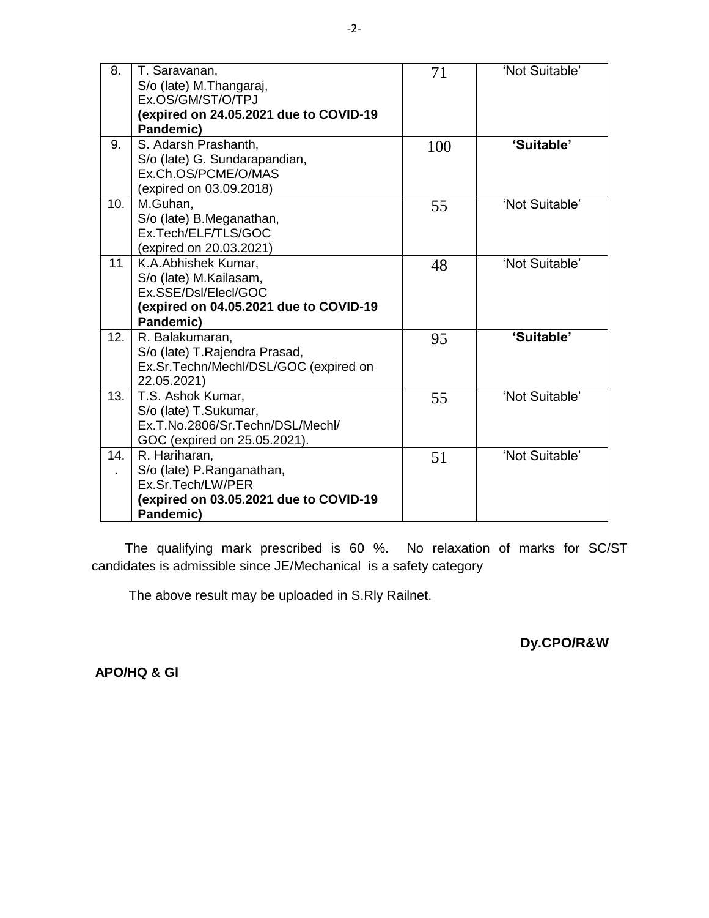| | | | |
|---|---|---|---|
| 8. | T. Saravanan,<br>S/o (late) M.Thangaraj,<br>Ex.OS/GM/ST/O/TPJ<br>**(expired on 24.05.2021 due to COVID-19 Pandemic)** | 71 | 'Not Suitable' |
| 9. | S. Adarsh Prashanth,<br>S/o (late) G. Sundarapandian,<br>Ex.Ch.OS/PCME/O/MAS<br>(expired on 03.09.2018) | 100 | **'Suitable'** |
| 10. | M.Guhan,<br>S/o (late) B.Meganathan,<br>Ex.Tech/ELF/TLS/GOC<br>(expired on 20.03.2021) | 55 | 'Not Suitable' |
| 11 | K.A.Abhishek Kumar,<br>S/o (late) M.Kailasam,<br>Ex.SSE/Dsl/Elecl/GOC<br>**(expired on 04.05.2021 due to COVID-19 Pandemic)** | 48 | 'Not Suitable' |
| 12. | R. Balakumaran,<br>S/o (late) T.Rajendra Prasad,<br>Ex.Sr.Techn/Mechl/DSL/GOC (expired on 22.05.2021) | 95 | **'Suitable'** |
| 13. | T.S. Ashok Kumar,<br>S/o (late) T.Sukumar,<br>Ex.T.No.2806/Sr.Techn/DSL/Mechl/<br>GOC (expired on 25.05.2021). | 55 | 'Not Suitable' |
| 14.. | R. Hariharan,<br>S/o (late) P.Ranganathan,<br>Ex.Sr.Tech/LW/PER<br>**(expired on 03.05.2021 due to COVID-19 Pandemic)** | 51 | 'Not Suitable' |

The qualifying mark prescribed is 60 %. No relaxation of marks for SC/ST candidates is admissible since JE/Mechanical is a safety category

The above result may be uploaded in S.Rly Railnet.

**Dy.CPO/R&W**

**APO/HQ & Gl**